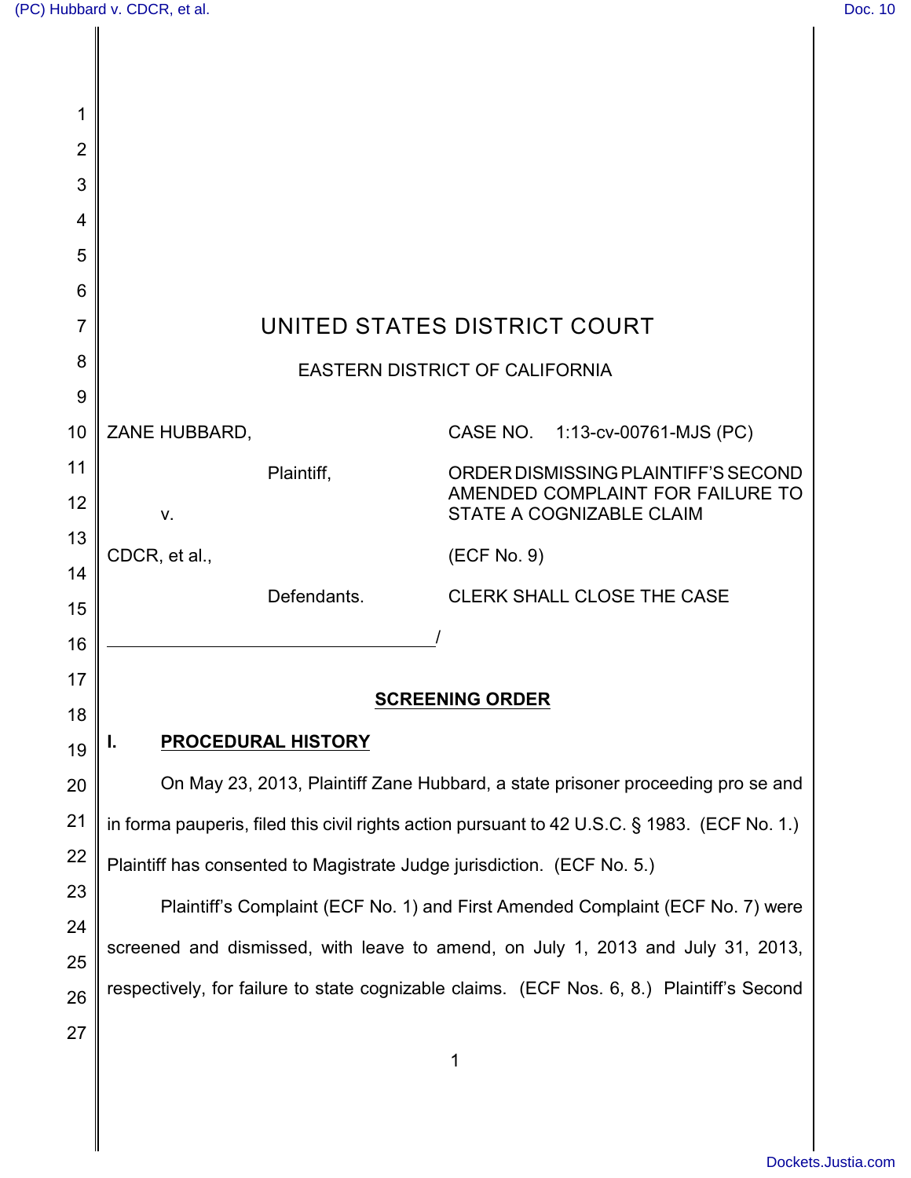UNITED STATES DISTRICT COURT

EASTERN DISTRICT OF CALIFORNIA

| | |
|---|---|
| ZANE HUBBARD,<br><br>Plaintiff,<br><br>v.<br><br>CDCR, et al.,<br><br>Defendants. | CASE NO. 1:13-cv-00761-MJS (PC)<br><br>ORDER DISMISSING PLAINTIFF'S SECOND AMENDED COMPLAINT FOR FAILURE TO STATE A COGNIZABLE CLAIM<br><br>(ECF No. 9)<br><br>CLERK SHALL CLOSE THE CASE |

## SCREENING ORDER

### I. PROCEDURAL HISTORY

On May 23, 2013, Plaintiff Zane Hubbard, a state prisoner proceeding pro se and in forma pauperis, filed this civil rights action pursuant to 42 U.S.C. § 1983. (ECF No. 1.) Plaintiff has consented to Magistrate Judge jurisdiction. (ECF No. 5.)

Plaintiff's Complaint (ECF No. 1) and First Amended Complaint (ECF No. 7) were screened and dismissed, with leave to amend, on July 1, 2013 and July 31, 2013, respectively, for failure to state cognizable claims. (ECF Nos. 6, 8.) Plaintiff's Second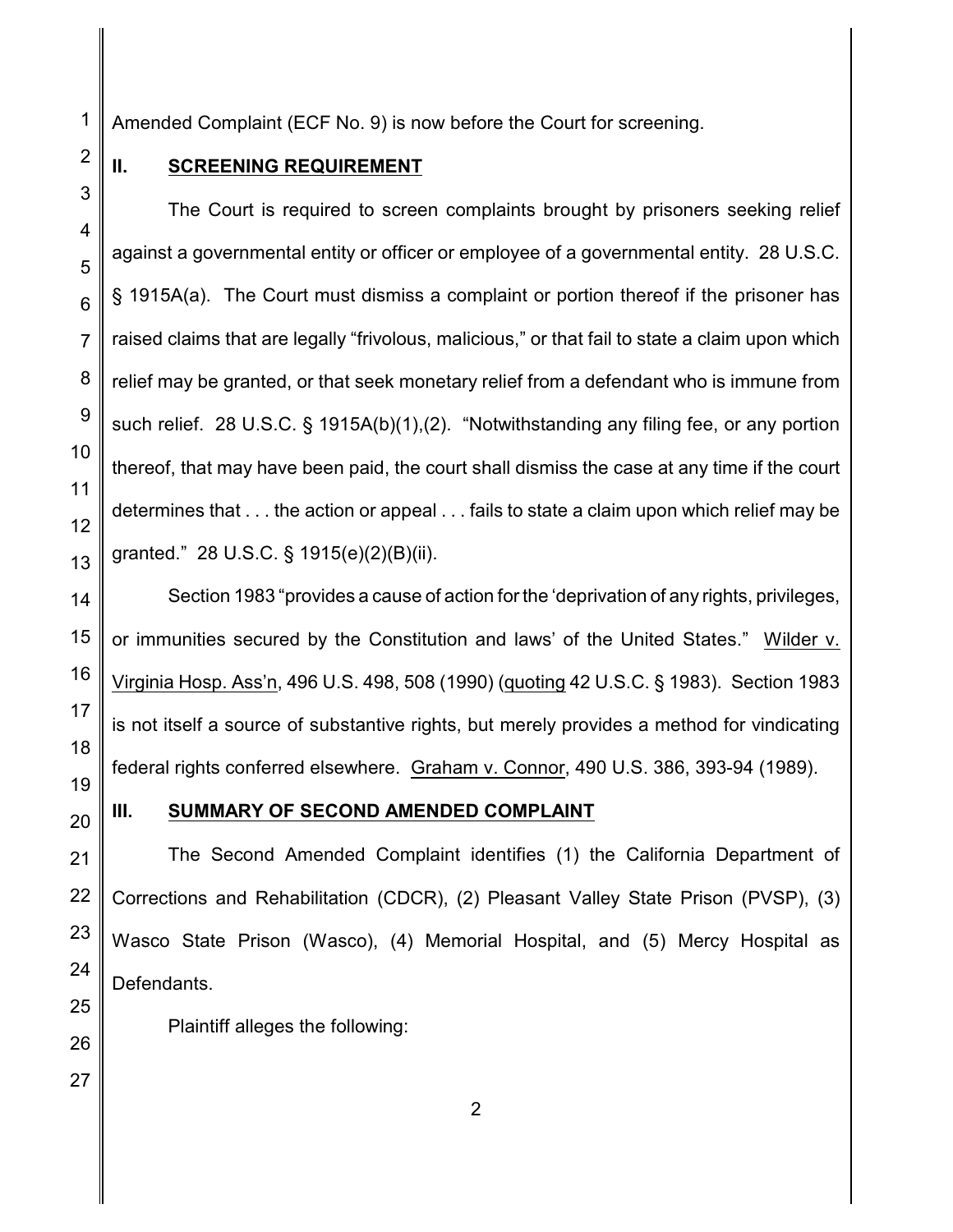Amended Complaint (ECF No. 9) is now before the Court for screening.

## II. SCREENING REQUIREMENT

The Court is required to screen complaints brought by prisoners seeking relief against a governmental entity or officer or employee of a governmental entity. 28 U.S.C. § 1915A(a). The Court must dismiss a complaint or portion thereof if the prisoner has raised claims that are legally "frivolous, malicious," or that fail to state a claim upon which relief may be granted, or that seek monetary relief from a defendant who is immune from such relief. 28 U.S.C. § 1915A(b)(1),(2). "Notwithstanding any filing fee, or any portion thereof, that may have been paid, the court shall dismiss the case at any time if the court determines that . . . the action or appeal . . . fails to state a claim upon which relief may be granted." 28 U.S.C. § 1915(e)(2)(B)(ii).

Section 1983 "provides a cause of action for the 'deprivation of any rights, privileges, or immunities secured by the Constitution and laws' of the United States." Wilder v. Virginia Hosp. Ass'n, 496 U.S. 498, 508 (1990) (quoting 42 U.S.C. § 1983). Section 1983 is not itself a source of substantive rights, but merely provides a method for vindicating federal rights conferred elsewhere. Graham v. Connor, 490 U.S. 386, 393-94 (1989).

## III. SUMMARY OF SECOND AMENDED COMPLAINT

The Second Amended Complaint identifies (1) the California Department of Corrections and Rehabilitation (CDCR), (2) Pleasant Valley State Prison (PVSP), (3) Wasco State Prison (Wasco), (4) Memorial Hospital, and (5) Mercy Hospital as Defendants.

Plaintiff alleges the following: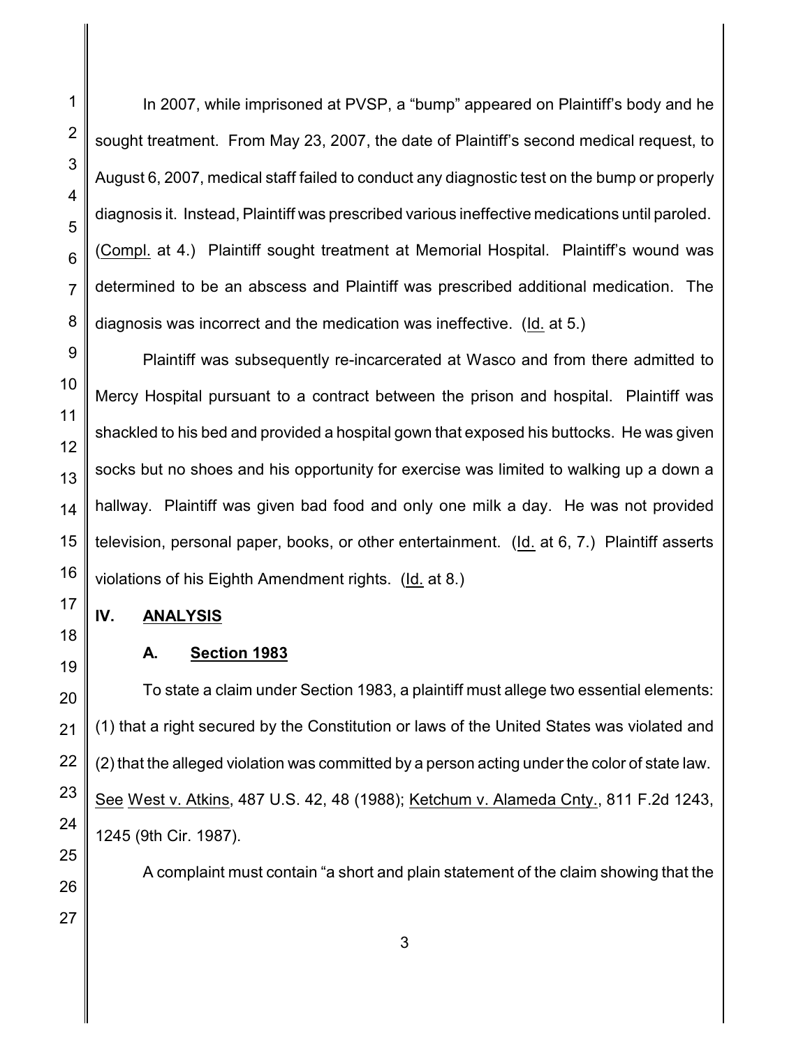In 2007, while imprisoned at PVSP, a "bump" appeared on Plaintiff's body and he sought treatment. From May 23, 2007, the date of Plaintiff's second medical request, to August 6, 2007, medical staff failed to conduct any diagnostic test on the bump or properly diagnosis it. Instead, Plaintiff was prescribed various ineffective medications until paroled. (Compl. at 4.) Plaintiff sought treatment at Memorial Hospital. Plaintiff's wound was determined to be an abscess and Plaintiff was prescribed additional medication. The diagnosis was incorrect and the medication was ineffective. (Id. at 5.)

Plaintiff was subsequently re-incarcerated at Wasco and from there admitted to Mercy Hospital pursuant to a contract between the prison and hospital. Plaintiff was shackled to his bed and provided a hospital gown that exposed his buttocks. He was given socks but no shoes and his opportunity for exercise was limited to walking up a down a hallway. Plaintiff was given bad food and only one milk a day. He was not provided television, personal paper, books, or other entertainment. (Id. at 6, 7.) Plaintiff asserts violations of his Eighth Amendment rights. (Id. at 8.)

## IV. ANALYSIS

### A. Section 1983

To state a claim under Section 1983, a plaintiff must allege two essential elements: (1) that a right secured by the Constitution or laws of the United States was violated and (2) that the alleged violation was committed by a person acting under the color of state law. See West v. Atkins, 487 U.S. 42, 48 (1988); Ketchum v. Alameda Cnty., 811 F.2d 1243, 1245 (9th Cir. 1987).

A complaint must contain "a short and plain statement of the claim showing that the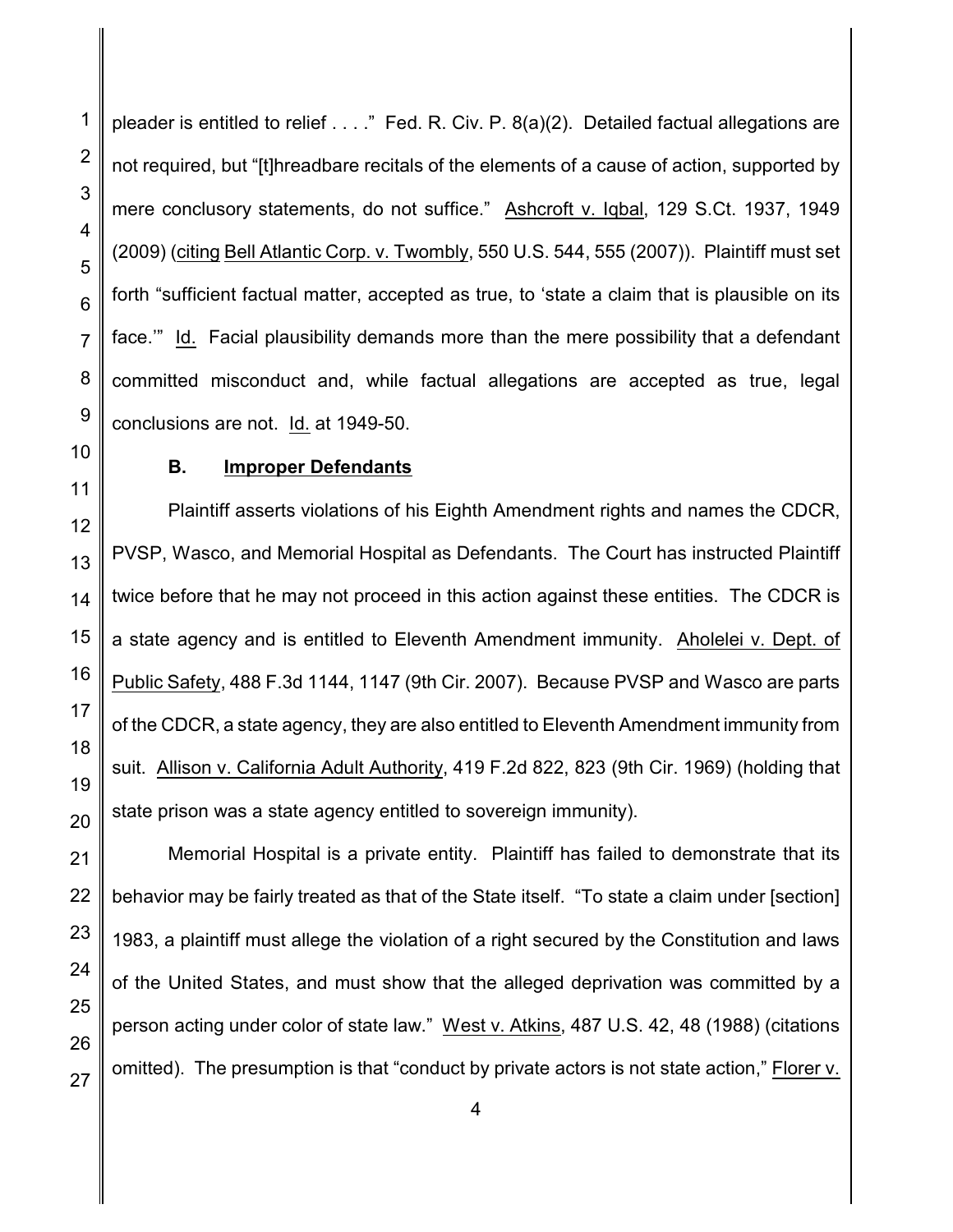pleader is entitled to relief . . . ." Fed. R. Civ. P. 8(a)(2). Detailed factual allegations are not required, but "[t]hreadbare recitals of the elements of a cause of action, supported by mere conclusory statements, do not suffice." Ashcroft v. Iqbal, 129 S.Ct. 1937, 1949 (2009) (citing Bell Atlantic Corp. v. Twombly, 550 U.S. 544, 555 (2007)). Plaintiff must set forth "sufficient factual matter, accepted as true, to 'state a claim that is plausible on its face.'" Id. Facial plausibility demands more than the mere possibility that a defendant committed misconduct and, while factual allegations are accepted as true, legal conclusions are not. Id. at 1949-50.

**B. Improper Defendants**

Plaintiff asserts violations of his Eighth Amendment rights and names the CDCR, PVSP, Wasco, and Memorial Hospital as Defendants. The Court has instructed Plaintiff twice before that he may not proceed in this action against these entities. The CDCR is a state agency and is entitled to Eleventh Amendment immunity. Aholelei v. Dept. of Public Safety, 488 F.3d 1144, 1147 (9th Cir. 2007). Because PVSP and Wasco are parts of the CDCR, a state agency, they are also entitled to Eleventh Amendment immunity from suit. Allison v. California Adult Authority, 419 F.2d 822, 823 (9th Cir. 1969) (holding that state prison was a state agency entitled to sovereign immunity).

Memorial Hospital is a private entity. Plaintiff has failed to demonstrate that its behavior may be fairly treated as that of the State itself. "To state a claim under [section] 1983, a plaintiff must allege the violation of a right secured by the Constitution and laws of the United States, and must show that the alleged deprivation was committed by a person acting under color of state law." West v. Atkins, 487 U.S. 42, 48 (1988) (citations omitted). The presumption is that "conduct by private actors is not state action," Florer v.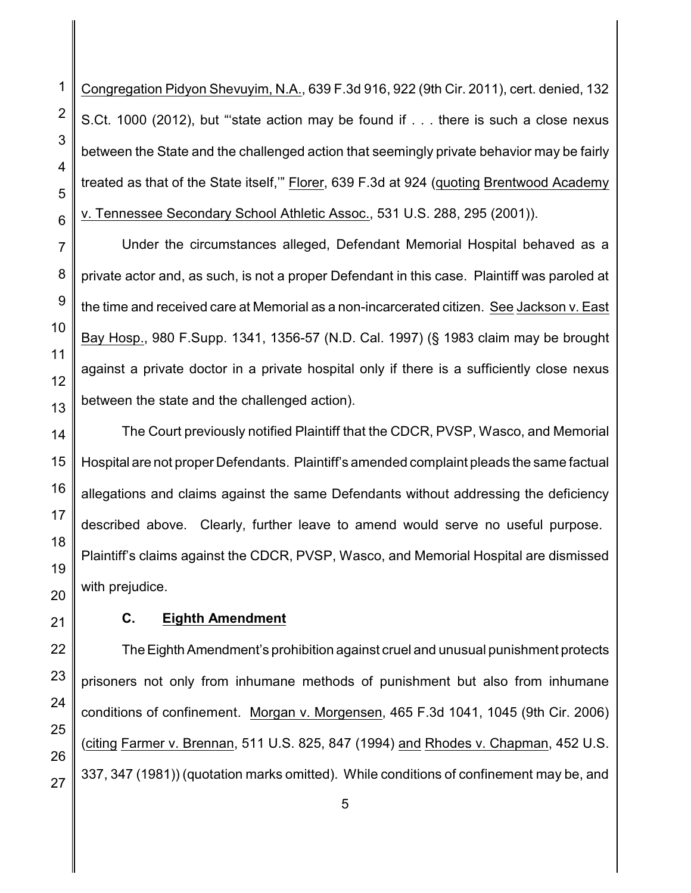Congregation Pidyon Shevuyim, N.A., 639 F.3d 916, 922 (9th Cir. 2011), cert. denied, 132 S.Ct. 1000 (2012), but "'state action may be found if . . . there is such a close nexus between the State and the challenged action that seemingly private behavior may be fairly treated as that of the State itself,'" Florer, 639 F.3d at 924 (quoting Brentwood Academy v. Tennessee Secondary School Athletic Assoc., 531 U.S. 288, 295 (2001)).

Under the circumstances alleged, Defendant Memorial Hospital behaved as a private actor and, as such, is not a proper Defendant in this case. Plaintiff was paroled at the time and received care at Memorial as a non-incarcerated citizen. See Jackson v. East Bay Hosp., 980 F.Supp. 1341, 1356-57 (N.D. Cal. 1997) (§ 1983 claim may be brought against a private doctor in a private hospital only if there is a sufficiently close nexus between the state and the challenged action).

The Court previously notified Plaintiff that the CDCR, PVSP, Wasco, and Memorial Hospital are not proper Defendants. Plaintiff's amended complaint pleads the same factual allegations and claims against the same Defendants without addressing the deficiency described above. Clearly, further leave to amend would serve no useful purpose. Plaintiff's claims against the CDCR, PVSP, Wasco, and Memorial Hospital are dismissed with prejudice.

### C. Eighth Amendment

The Eighth Amendment's prohibition against cruel and unusual punishment protects prisoners not only from inhumane methods of punishment but also from inhumane conditions of confinement. Morgan v. Morgensen, 465 F.3d 1041, 1045 (9th Cir. 2006) (citing Farmer v. Brennan, 511 U.S. 825, 847 (1994) and Rhodes v. Chapman, 452 U.S. 337, 347 (1981)) (quotation marks omitted). While conditions of confinement may be, and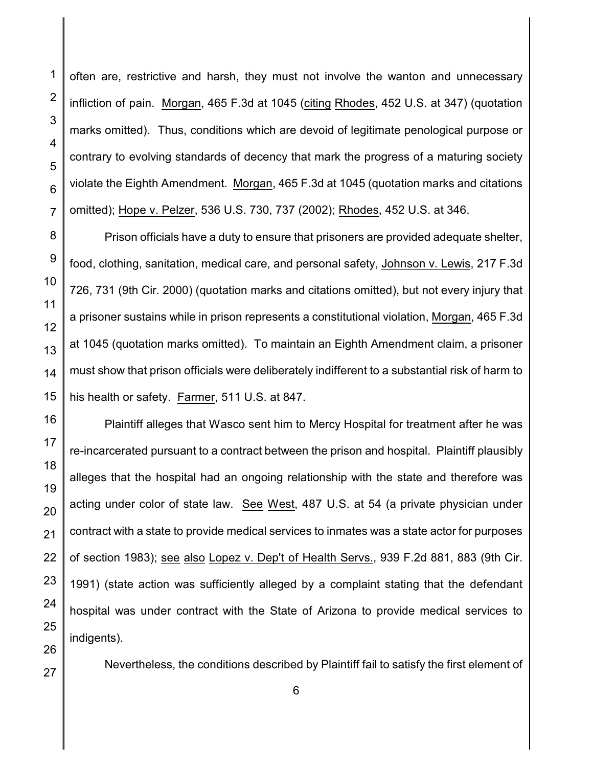often are, restrictive and harsh, they must not involve the wanton and unnecessary infliction of pain. Morgan, 465 F.3d at 1045 (citing Rhodes, 452 U.S. at 347) (quotation marks omitted). Thus, conditions which are devoid of legitimate penological purpose or contrary to evolving standards of decency that mark the progress of a maturing society violate the Eighth Amendment. Morgan, 465 F.3d at 1045 (quotation marks and citations omitted); Hope v. Pelzer, 536 U.S. 730, 737 (2002); Rhodes, 452 U.S. at 346.

Prison officials have a duty to ensure that prisoners are provided adequate shelter, food, clothing, sanitation, medical care, and personal safety, Johnson v. Lewis, 217 F.3d 726, 731 (9th Cir. 2000) (quotation marks and citations omitted), but not every injury that a prisoner sustains while in prison represents a constitutional violation, Morgan, 465 F.3d at 1045 (quotation marks omitted). To maintain an Eighth Amendment claim, a prisoner must show that prison officials were deliberately indifferent to a substantial risk of harm to his health or safety. Farmer, 511 U.S. at 847.

Plaintiff alleges that Wasco sent him to Mercy Hospital for treatment after he was re-incarcerated pursuant to a contract between the prison and hospital. Plaintiff plausibly alleges that the hospital had an ongoing relationship with the state and therefore was acting under color of state law. See West, 487 U.S. at 54 (a private physician under contract with a state to provide medical services to inmates was a state actor for purposes of section 1983); see also Lopez v. Dep't of Health Servs., 939 F.2d 881, 883 (9th Cir. 1991) (state action was sufficiently alleged by a complaint stating that the defendant hospital was under contract with the State of Arizona to provide medical services to indigents).

Nevertheless, the conditions described by Plaintiff fail to satisfy the first element of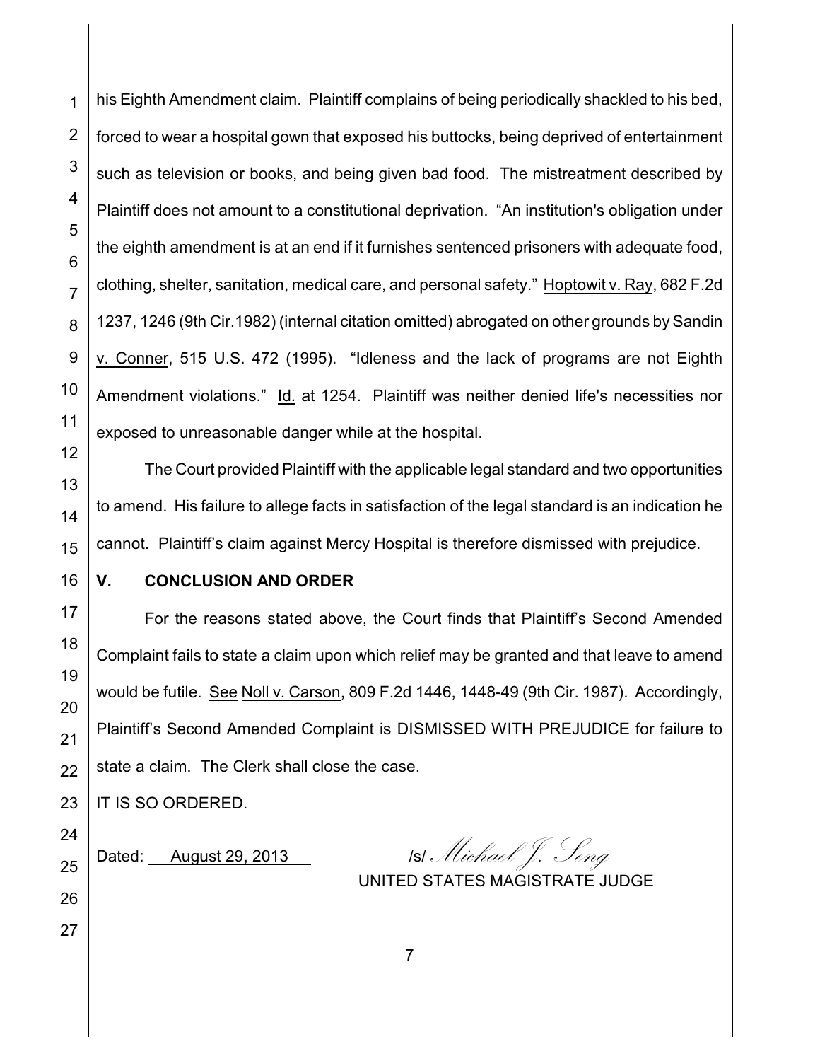his Eighth Amendment claim. Plaintiff complains of being periodically shackled to his bed, forced to wear a hospital gown that exposed his buttocks, being deprived of entertainment such as television or books, and being given bad food. The mistreatment described by Plaintiff does not amount to a constitutional deprivation. "An institution's obligation under the eighth amendment is at an end if it furnishes sentenced prisoners with adequate food, clothing, shelter, sanitation, medical care, and personal safety." Hoptowit v. Ray, 682 F.2d 1237, 1246 (9th Cir.1982) (internal citation omitted) abrogated on other grounds by Sandin v. Conner, 515 U.S. 472 (1995). "Idleness and the lack of programs are not Eighth Amendment violations." Id. at 1254. Plaintiff was neither denied life's necessities nor exposed to unreasonable danger while at the hospital.

The Court provided Plaintiff with the applicable legal standard and two opportunities to amend. His failure to allege facts in satisfaction of the legal standard is an indication he cannot. Plaintiff's claim against Mercy Hospital is therefore dismissed with prejudice.

## V. CONCLUSION AND ORDER

For the reasons stated above, the Court finds that Plaintiff's Second Amended Complaint fails to state a claim upon which relief may be granted and that leave to amend would be futile. See Noll v. Carson, 809 F.2d 1446, 1448-49 (9th Cir. 1987). Accordingly, Plaintiff's Second Amended Complaint is DISMISSED WITH PREJUDICE for failure to state a claim. The Clerk shall close the case.

IT IS SO ORDERED.

Dated: August 29, 2013

/s/ *Michael J. Seng*

UNITED STATES MAGISTRATE JUDGE